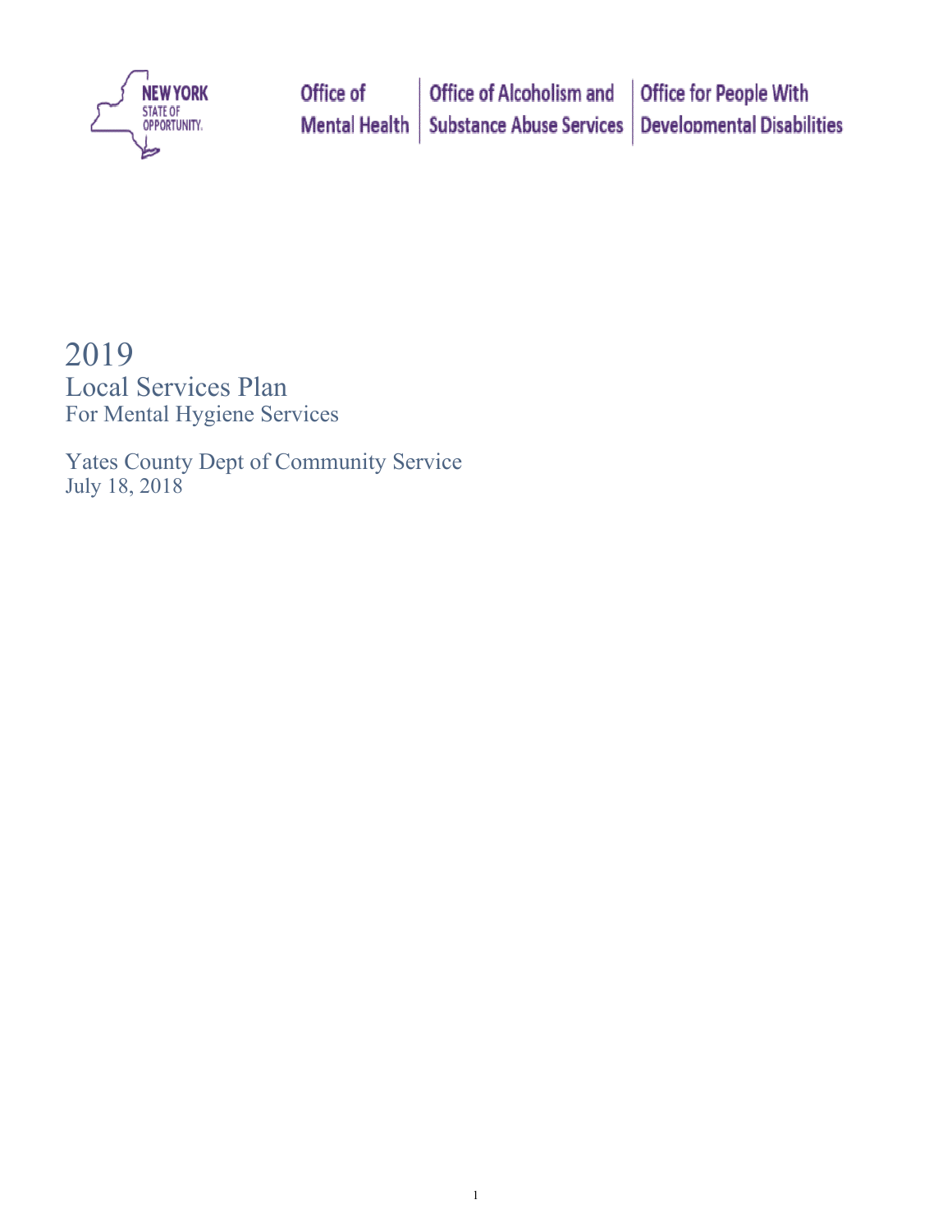NEW YORK STATE OF OPPORTUNITY. | Office of Mental Health | Office of Alcoholism and Substance Abuse Services | Office for People With Developmental Disabilities

# 2019
## Local Services Plan
For Mental Hygiene Services

Yates County Dept of Community Service
July 18, 2018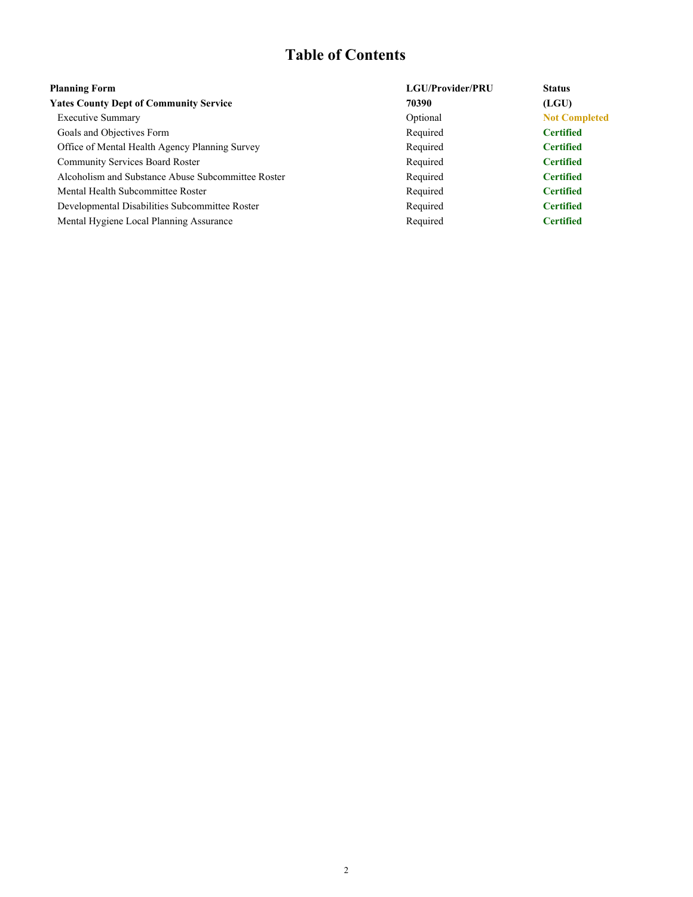# Table of Contents

| Planning Form | LGU/Provider/PRU | Status |
|---|---|---|
| **Yates County Dept of Community Service** | **70390** | **(LGU)** |
| Executive Summary | Optional | **Not Completed** |
| Goals and Objectives Form | Required | **Certified** |
| Office of Mental Health Agency Planning Survey | Required | **Certified** |
| Community Services Board Roster | Required | **Certified** |
| Alcoholism and Substance Abuse Subcommittee Roster | Required | **Certified** |
| Mental Health Subcommittee Roster | Required | **Certified** |
| Developmental Disabilities Subcommittee Roster | Required | **Certified** |
| Mental Hygiene Local Planning Assurance | Required | **Certified** |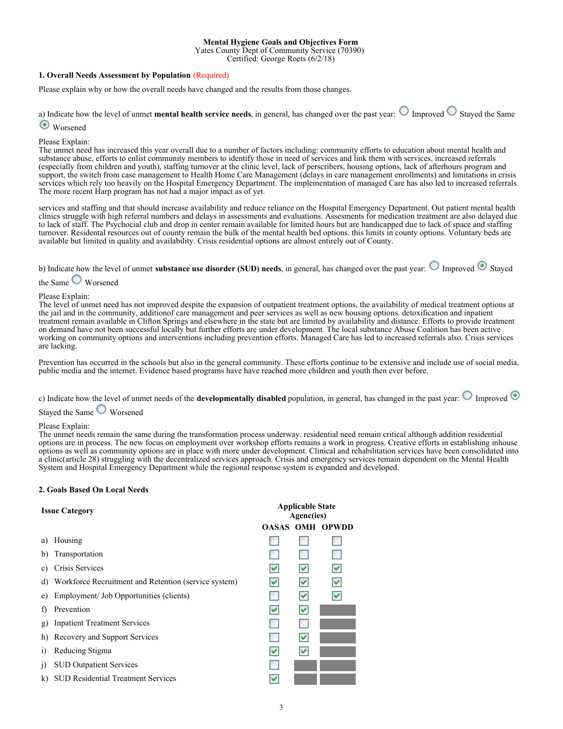**Mental Hygiene Goals and Objectives Form**
Yates County Dept of Community Service (70390)
Certified: George Roets (6/2/18)

### 1. Overall Needs Assessment by Population (Required)

Please explain why or how the overall needs have changed and the results from those changes.

a) Indicate how the level of unmet **mental health service needs**, in general, has changed over the past year: ○ Improved ○ Stayed the Same ◉ Worsened

Please Explain:
The unmet need has increased this year overall due to a number of factors including: community efforts to education about mental health and substance abuse, efforts to enlist community members to identify those in need of services and link them with services, increased referrals (especially from children and youth), staffing turnover at the clinic level, lack of perscribers, housing options, lack of afterhours program and support, the switch from case management to Health Home Care Management (delays in care management enrollments) and limitations in crisis services which rely too heavily on the Hospital Emergency Department. The implementation of managed Care has also led to increased referrals. The more recent Harp program has not had a major impact as of yet.

services and staffing and that should increase availability and reduce reliance on the Hospital Emergency Department. Out patient mental health clinics struggle with high referral numbers and delays in assessments and evaluations. Assesments for medication treatment are also delayed due to lack of staff. The Psychocial club and drop in center remain available for limited hours but are handicapped due to lack of space and staffing turnover. Residental resources out of county remain the bulk of the mental health bed options. this limits in county options. Voluntary beds are available but limited in quality and availability. Crisis residential options are almost entirely out of County.

b) Indicate how the level of unmet **substance use disorder (SUD) needs**, in general, has changed over the past year: ○ Improved ◉ Stayed the Same ○ Worsened

Please Explain:
The level of unmet need has not improved despite the expansion of outpatient treatment options, the availability of medical treatment options at the jail and in the community, additionof care management and peer services as well as new housing options. detoxification and inpatient treatment remain available in Clifton Springs and elsewhere in the state but are limited by availability and distance. Efforts to provide treatment on demand have not been successful locally but further efforts are under development. The local substance Abuse Coalition has been active working on community options and interventions including prevention efforts. Managed Care has led to increased referrals also. Crisis services are lacking.

Prevention has occurred in the schools but also in the general community. These efforts continue to be extensive and include use of social media, public media and the internet. Evidence based programs have have reached more children and youth then ever before.

c) Indicate how the level of unmet needs of the **developmentally disabled** population, in general, has changed in the past year: ○ Improved ◉ Stayed the Same ○ Worsened

Please Explain:
The unmet needs remain the same during the transformation process underway. residential need remain critical although addition residential options are in process. The new focus on employment over workshop efforts remains a work in progress. Creative efforts in establishing inhouse options as well as community options are in place with more under development. Clinical and rehabilitation services have been consolidated into a clinic(article 28) struggling with the decentralized services approach. Crisis and emergency services remain dependent on the Mental Health System and Hospital Emergency Department while the regional response system is expanded and developed.

### 2. Goals Based On Local Needs

| Issue Category | Applicable State Agenc(ies) | | |
|---|---|---|---|
| | OASAS | OMH | OPWDD |
| a) Housing | ☐ | ☐ | ☐ |
| b) Transportation | ☐ | ☐ | ☐ |
| c) Crisis Services | ☑ | ☑ | ☑ |
| d) Workforce Recruitment and Retention (service system) | ☑ | ☑ | ☑ |
| e) Employment/ Job Opportunities (clients) | ☐ | ☑ | ☑ |
| f) Prevention | ☑ | ☑ | |
| g) Inpatient Treatment Services | ☐ | ☐ | |
| h) Recovery and Support Services | ☐ | ☑ | |
| i) Reducing Stigma | ☑ | ☑ | |
| j) SUD Outpatient Services | ☐ | | |
| k) SUD Residential Treatment Services | ☑ | | |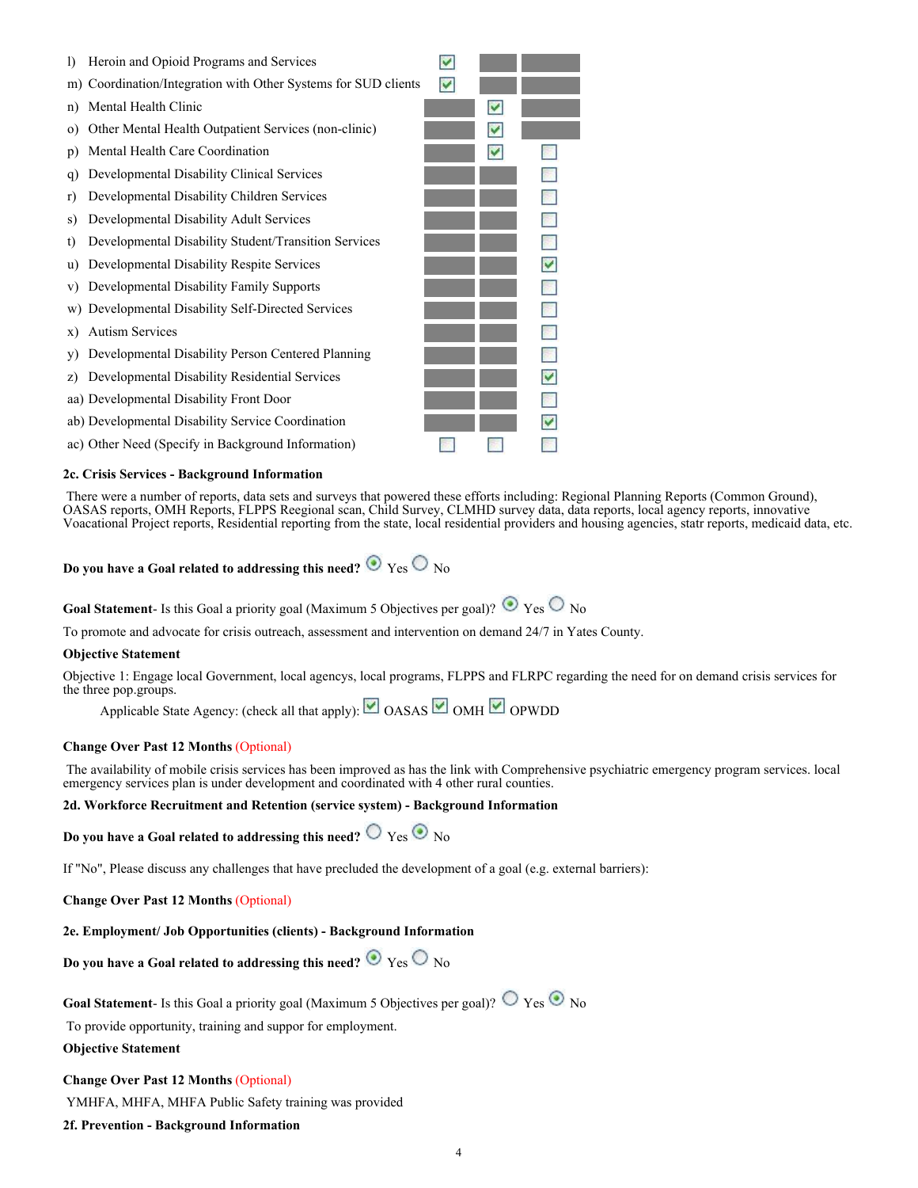| | | | |
|---|---|---|---|
| l) Heroin and Opioid Programs and Services | ☑ | | |
| m) Coordination/Integration with Other Systems for SUD clients | ☑ | | |
| n) Mental Health Clinic | | ☑ | |
| o) Other Mental Health Outpatient Services (non-clinic) | | ☑ | |
| p) Mental Health Care Coordination | | ☑ | ☐ |
| q) Developmental Disability Clinical Services | | | ☐ |
| r) Developmental Disability Children Services | | | ☐ |
| s) Developmental Disability Adult Services | | | ☐ |
| t) Developmental Disability Student/Transition Services | | | ☐ |
| u) Developmental Disability Respite Services | | | ☑ |
| v) Developmental Disability Family Supports | | | ☐ |
| w) Developmental Disability Self-Directed Services | | | ☐ |
| x) Autism Services | | | ☐ |
| y) Developmental Disability Person Centered Planning | | | ☐ |
| z) Developmental Disability Residential Services | | | ☑ |
| aa) Developmental Disability Front Door | | | ☐ |
| ab) Developmental Disability Service Coordination | | | ☑ |
| ac) Other Need (Specify in Background Information) | ☐ | ☐ | ☐ |

**2c. Crisis Services - Background Information**

There were a number of reports, data sets and surveys that powered these efforts including: Regional Planning Reports (Common Ground), OASAS reports, OMH Reports, FLPPS Reegional scan, Child Survey, CLMHD survey data, data reports, local agency reports, innovative Voacational Project reports, Residential reporting from the state, local residential providers and housing agencies, statr reports, medicaid data, etc.

**Do you have a Goal related to addressing this need?** ◉ Yes ○ No

**Goal Statement**- Is this Goal a priority goal (Maximum 5 Objectives per goal)? ◉ Yes ○ No

To promote and advocate for crisis outreach, assessment and intervention on demand 24/7 in Yates County.

**Objective Statement**

Objective 1: Engage local Government, local agencys, local programs, FLPPS and FLRPC regarding the need for on demand crisis services for the three pop.groups.

Applicable State Agency: (check all that apply): ☑ OASAS ☑ OMH ☑ OPWDD

**Change Over Past 12 Months** (Optional)

The availability of mobile crisis services has been improved as has the link with Comprehensive psychiatric emergency program services. local emergency services plan is under development and coordinated with 4 other rural counties.

**2d. Workforce Recruitment and Retention (service system) - Background Information**

**Do you have a Goal related to addressing this need?** ○ Yes ◉ No

If "No", Please discuss any challenges that have precluded the development of a goal (e.g. external barriers):

**Change Over Past 12 Months** (Optional)

**2e. Employment/ Job Opportunities (clients) - Background Information**

**Do you have a Goal related to addressing this need?** ◉ Yes ○ No

**Goal Statement**- Is this Goal a priority goal (Maximum 5 Objectives per goal)? ○ Yes ◉ No

To provide opportunity, training and suppor for employment.

**Objective Statement**

**Change Over Past 12 Months** (Optional)

YMHFA, MHFA, MHFA Public Safety training was provided

**2f. Prevention - Background Information**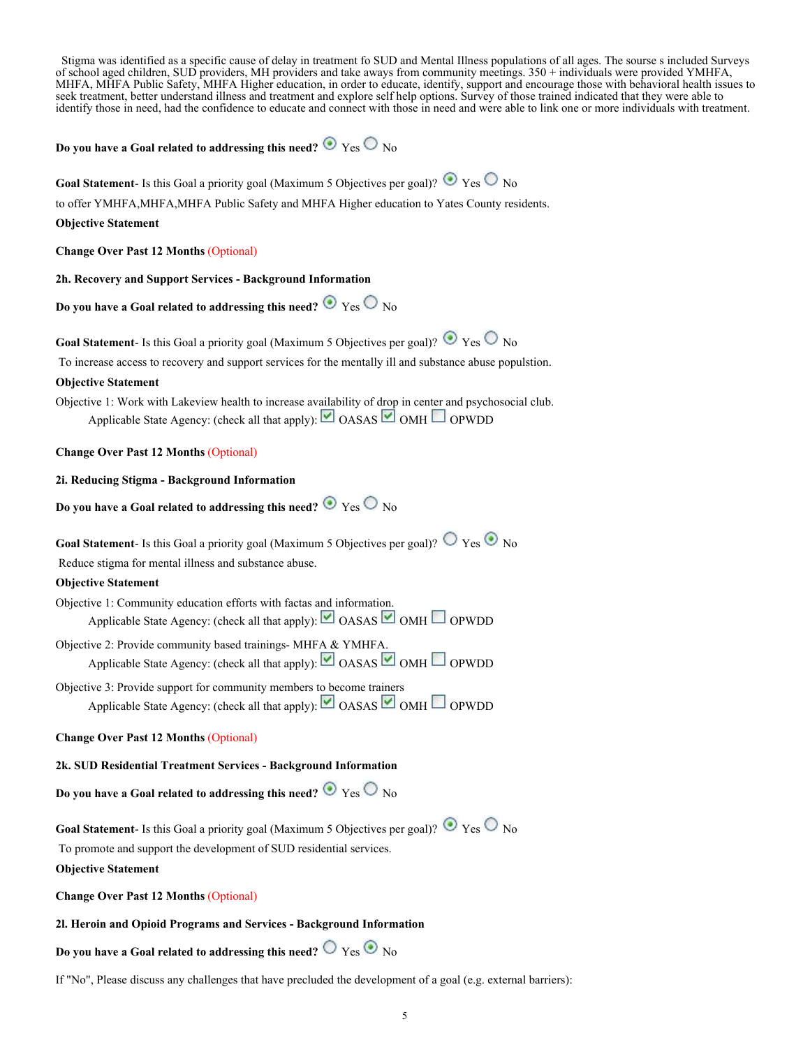Stigma was identified as a specific cause of delay in treatment fo SUD and Mental Illness populations of all ages. The sourse s included Surveys of school aged children, SUD providers, MH providers and take aways from community meetings. 350 + individuals were provided YMHFA, MHFA, MHFA Public Safety, MHFA Higher education, in order to educate, identify, support and encourage those with behavioral health issues to seek treatment, better understand illness and treatment and explore self help options. Survey of those trained indicated that they were able to identify those in need, had the confidence to educate and connect with those in need and were able to link one or more individuals with treatment.

**Do you have a Goal related to addressing this need?** ◉ Yes ○ No

**Goal Statement**- Is this Goal a priority goal (Maximum 5 Objectives per goal)? ◉ Yes ○ No

to offer YMHFA,MHFA,MHFA Public Safety and MHFA Higher education to Yates County residents.

**Objective Statement**

**Change Over Past 12 Months** (Optional)

**2h. Recovery and Support Services - Background Information**

**Do you have a Goal related to addressing this need?** ◉ Yes ○ No

**Goal Statement**- Is this Goal a priority goal (Maximum 5 Objectives per goal)? ◉ Yes ○ No

To increase access to recovery and support services for the mentally ill and substance abuse populstion.

**Objective Statement**

Objective 1: Work with Lakeview health to increase availability of drop in center and psychosocial club.

Applicable State Agency: (check all that apply): ☑ OASAS ☑ OMH ☐ OPWDD

**Change Over Past 12 Months** (Optional)

**2i. Reducing Stigma - Background Information**

**Do you have a Goal related to addressing this need?** ◉ Yes ○ No

**Goal Statement**- Is this Goal a priority goal (Maximum 5 Objectives per goal)? ○ Yes ◉ No

Reduce stigma for mental illness and substance abuse.

**Objective Statement**

Objective 1: Community education efforts with factas and information.

Applicable State Agency: (check all that apply): ☑ OASAS ☑ OMH ☐ OPWDD

Objective 2: Provide community based trainings- MHFA & YMHFA.

Applicable State Agency: (check all that apply): ☑ OASAS ☑ OMH ☐ OPWDD

Objective 3: Provide support for community members to become trainers

Applicable State Agency: (check all that apply): ☑ OASAS ☑ OMH ☐ OPWDD

**Change Over Past 12 Months** (Optional)

**2k. SUD Residential Treatment Services - Background Information**

**Do you have a Goal related to addressing this need?** ◉ Yes ○ No

**Goal Statement**- Is this Goal a priority goal (Maximum 5 Objectives per goal)? ◉ Yes ○ No

To promote and support the development of SUD residential services.

**Objective Statement**

**Change Over Past 12 Months** (Optional)

**2l. Heroin and Opioid Programs and Services - Background Information**

**Do you have a Goal related to addressing this need?** ○ Yes ◉ No

If "No", Please discuss any challenges that have precluded the development of a goal (e.g. external barriers):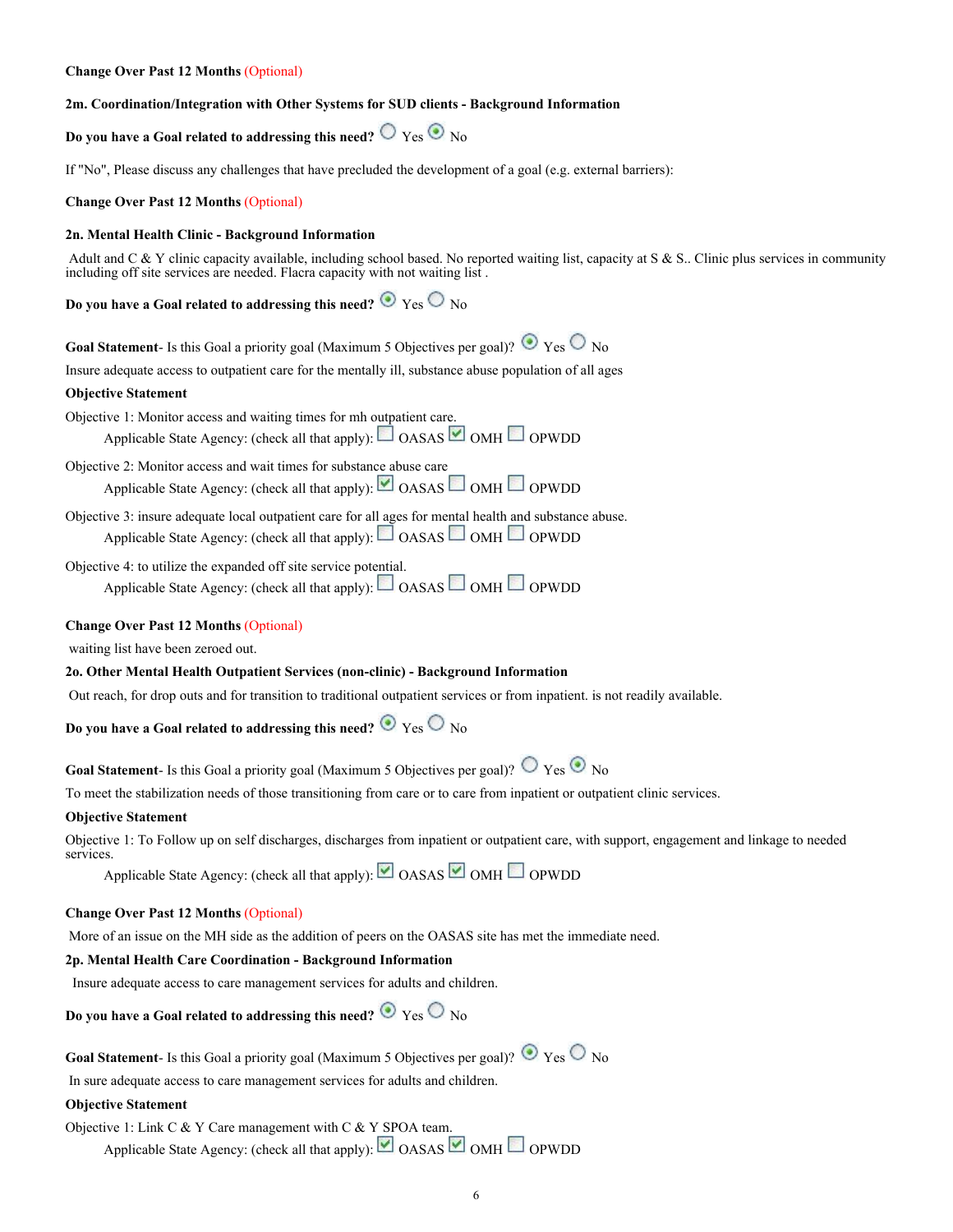**Change Over Past 12 Months** (Optional)

**2m. Coordination/Integration with Other Systems for SUD clients - Background Information**

**Do you have a Goal related to addressing this need?** ○ Yes ◉ No

If "No", Please discuss any challenges that have precluded the development of a goal (e.g. external barriers):

**Change Over Past 12 Months** (Optional)

**2n. Mental Health Clinic - Background Information**

Adult and C & Y clinic capacity available, including school based. No reported waiting list, capacity at S & S.. Clinic plus services in community including off site services are needed. Flacra capacity with not waiting list .

**Do you have a Goal related to addressing this need?** ◉ Yes ○ No

**Goal Statement**- Is this Goal a priority goal (Maximum 5 Objectives per goal)? ◉ Yes ○ No

Insure adequate access to outpatient care for the mentally ill, substance abuse population of all ages

**Objective Statement**

Objective 1: Monitor access and waiting times for mh outpatient care.

Applicable State Agency: (check all that apply): ☐ OASAS ☑ OMH ☐ OPWDD

Objective 2: Monitor access and wait times for substance abuse care

Applicable State Agency: (check all that apply): ☑ OASAS ☐ OMH ☐ OPWDD

Objective 3: insure adequate local outpatient care for all ages for mental health and substance abuse.

Applicable State Agency: (check all that apply): ☐ OASAS ☐ OMH ☐ OPWDD

Objective 4: to utilize the expanded off site service potential.

Applicable State Agency: (check all that apply): ☐ OASAS ☐ OMH ☐ OPWDD

**Change Over Past 12 Months** (Optional)

waiting list have been zeroed out.

**2o. Other Mental Health Outpatient Services (non-clinic) - Background Information**

Out reach, for drop outs and for transition to traditional outpatient services or from inpatient. is not readily available.

**Do you have a Goal related to addressing this need?** ◉ Yes ○ No

**Goal Statement**- Is this Goal a priority goal (Maximum 5 Objectives per goal)? ○ Yes ◉ No

To meet the stabilization needs of those transitioning from care or to care from inpatient or outpatient clinic services.

**Objective Statement**

Objective 1: To Follow up on self discharges, discharges from inpatient or outpatient care, with support, engagement and linkage to needed services.

Applicable State Agency: (check all that apply): ☑ OASAS ☑ OMH ☐ OPWDD

**Change Over Past 12 Months** (Optional)

More of an issue on the MH side as the addition of peers on the OASAS site has met the immediate need.

**2p. Mental Health Care Coordination - Background Information**

Insure adequate access to care management services for adults and children.

**Do you have a Goal related to addressing this need?** ◉ Yes ○ No

**Goal Statement**- Is this Goal a priority goal (Maximum 5 Objectives per goal)? ◉ Yes ○ No

In sure adequate access to care management services for adults and children.

**Objective Statement**

Objective 1: Link C & Y Care management with C & Y SPOA team.

Applicable State Agency: (check all that apply): ☑ OASAS ☑ OMH ☐ OPWDD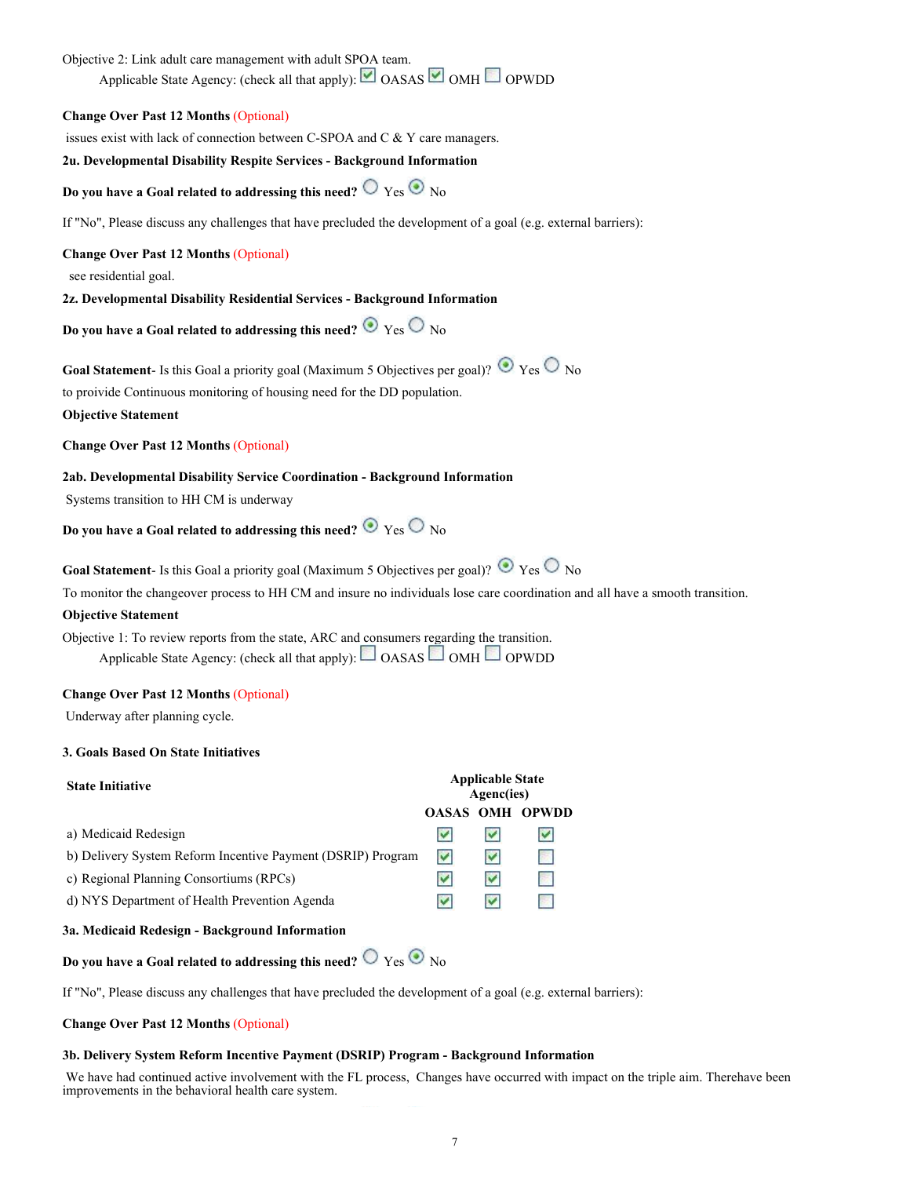Objective 2: Link adult care management with adult SPOA team.

Applicable State Agency: (check all that apply): ☑ OASAS ☑ OMH ☐ OPWDD

**Change Over Past 12 Months** (Optional)

issues exist with lack of connection between C-SPOA and C & Y care managers.

**2u. Developmental Disability Respite Services - Background Information**

**Do you have a Goal related to addressing this need?** ○ Yes ◉ No

If "No", Please discuss any challenges that have precluded the development of a goal (e.g. external barriers):

**Change Over Past 12 Months** (Optional)

see residential goal.

**2z. Developmental Disability Residential Services - Background Information**

**Do you have a Goal related to addressing this need?** ◉ Yes ○ No

**Goal Statement**- Is this Goal a priority goal (Maximum 5 Objectives per goal)? ◉ Yes ○ No

to proivide Continuous monitoring of housing need for the DD population.

**Objective Statement**

**Change Over Past 12 Months** (Optional)

**2ab. Developmental Disability Service Coordination - Background Information**

Systems transition to HH CM is underway

**Do you have a Goal related to addressing this need?** ◉ Yes ○ No

**Goal Statement**- Is this Goal a priority goal (Maximum 5 Objectives per goal)? ◉ Yes ○ No

To monitor the changeover process to HH CM and insure no individuals lose care coordination and all have a smooth transition.

**Objective Statement**

Objective 1: To review reports from the state, ARC and consumers regarding the transition.

Applicable State Agency: (check all that apply): ☐ OASAS ☐ OMH ☐ OPWDD

**Change Over Past 12 Months** (Optional)

Underway after planning cycle.

**3. Goals Based On State Initiatives**

| State Initiative | Applicable State Agenc(ies) | | |
|---|---|---|---|
| | OASAS | OMH | OPWDD |
| a) Medicaid Redesign | ☑ | ☑ | ☑ |
| b) Delivery System Reform Incentive Payment (DSRIP) Program | ☑ | ☑ | ☐ |
| c) Regional Planning Consortiums (RPCs) | ☑ | ☑ | ☐ |
| d) NYS Department of Health Prevention Agenda | ☑ | ☑ | ☐ |

**3a. Medicaid Redesign - Background Information**

**Do you have a Goal related to addressing this need?** ○ Yes ◉ No

If "No", Please discuss any challenges that have precluded the development of a goal (e.g. external barriers):

**Change Over Past 12 Months** (Optional)

**3b. Delivery System Reform Incentive Payment (DSRIP) Program - Background Information**

We have had continued active involvement with the FL process, Changes have occurred with impact on the triple aim. Therehave been improvements in the behavioral health care system.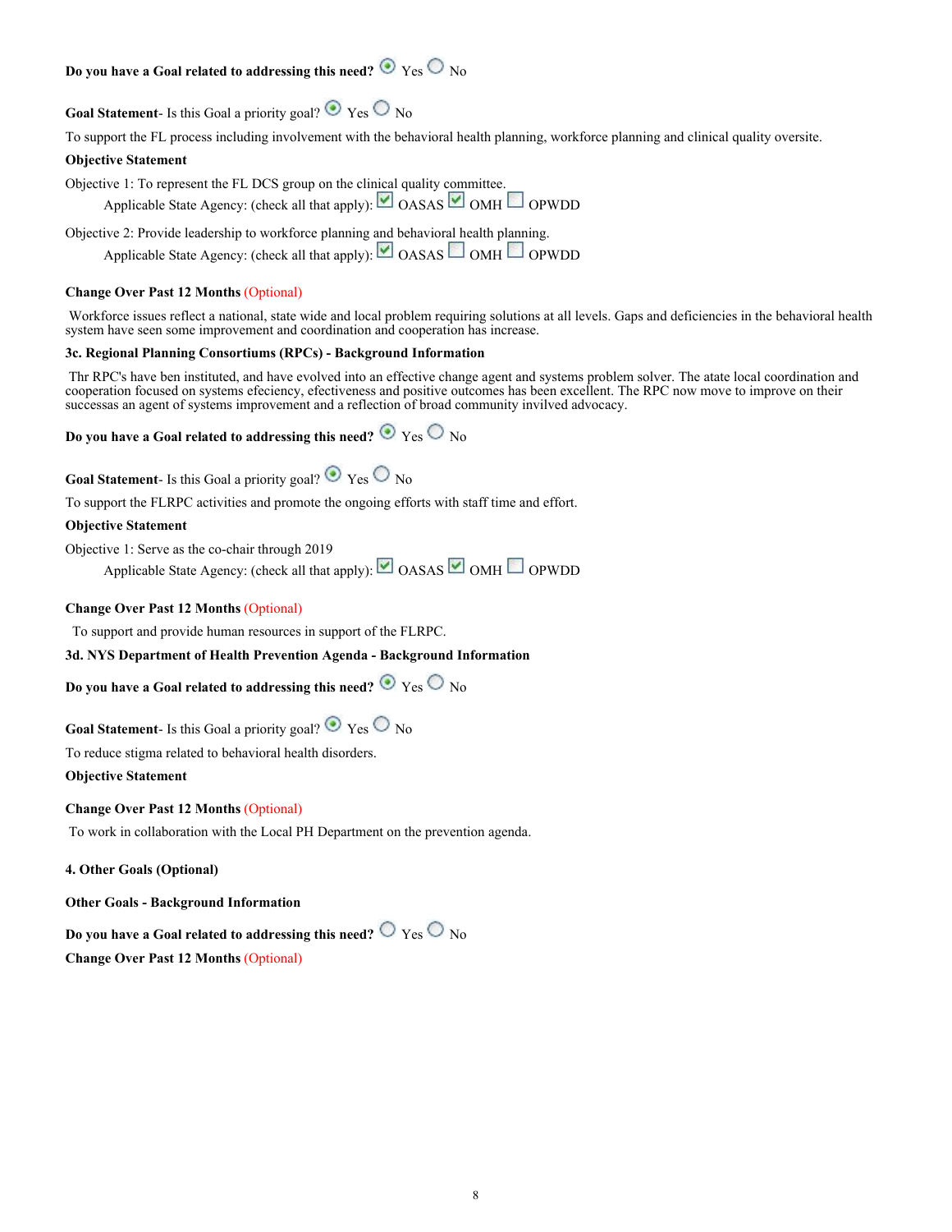**Do you have a Goal related to addressing this need?** (•) Yes ( ) No

**Goal Statement**- Is this Goal a priority goal? (•) Yes ( ) No

To support the FL process including involvement with the behavioral health planning, workforce planning and clinical quality oversite.

**Objective Statement**

Objective 1: To represent the FL DCS group on the clinical quality committee.

Applicable State Agency: (check all that apply): [x] OASAS [x] OMH [ ] OPWDD

Objective 2: Provide leadership to workforce planning and behavioral health planning.

Applicable State Agency: (check all that apply): [x] OASAS [ ] OMH [ ] OPWDD

**Change Over Past 12 Months** (Optional)

Workforce issues reflect a national, state wide and local problem requiring solutions at all levels. Gaps and deficiencies in the behavioral health system have seen some improvement and coordination and cooperation has increase.

**3c. Regional Planning Consortiums (RPCs) - Background Information**

Thr RPC's have ben instituted, and have evolved into an effective change agent and systems problem solver. The atate local coordination and cooperation focused on systems efeciency, efectiveness and positive outcomes has been excellent. The RPC now move to improve on their successas an agent of systems improvement and a reflection of broad community invilved advocacy.

**Do you have a Goal related to addressing this need?** (•) Yes ( ) No

**Goal Statement**- Is this Goal a priority goal? (•) Yes ( ) No

To support the FLRPC activities and promote the ongoing efforts with staff time and effort.

**Objective Statement**

Objective 1: Serve as the co-chair through 2019

Applicable State Agency: (check all that apply): [x] OASAS [x] OMH [ ] OPWDD

**Change Over Past 12 Months** (Optional)

To support and provide human resources in support of the FLRPC.

**3d. NYS Department of Health Prevention Agenda - Background Information**

**Do you have a Goal related to addressing this need?** (•) Yes ( ) No

**Goal Statement**- Is this Goal a priority goal? (•) Yes ( ) No

To reduce stigma related to behavioral health disorders.

**Objective Statement**

**Change Over Past 12 Months** (Optional)

To work in collaboration with the Local PH Department on the prevention agenda.

**4. Other Goals (Optional)**

**Other Goals - Background Information**

**Do you have a Goal related to addressing this need?** ( ) Yes ( ) No

**Change Over Past 12 Months** (Optional)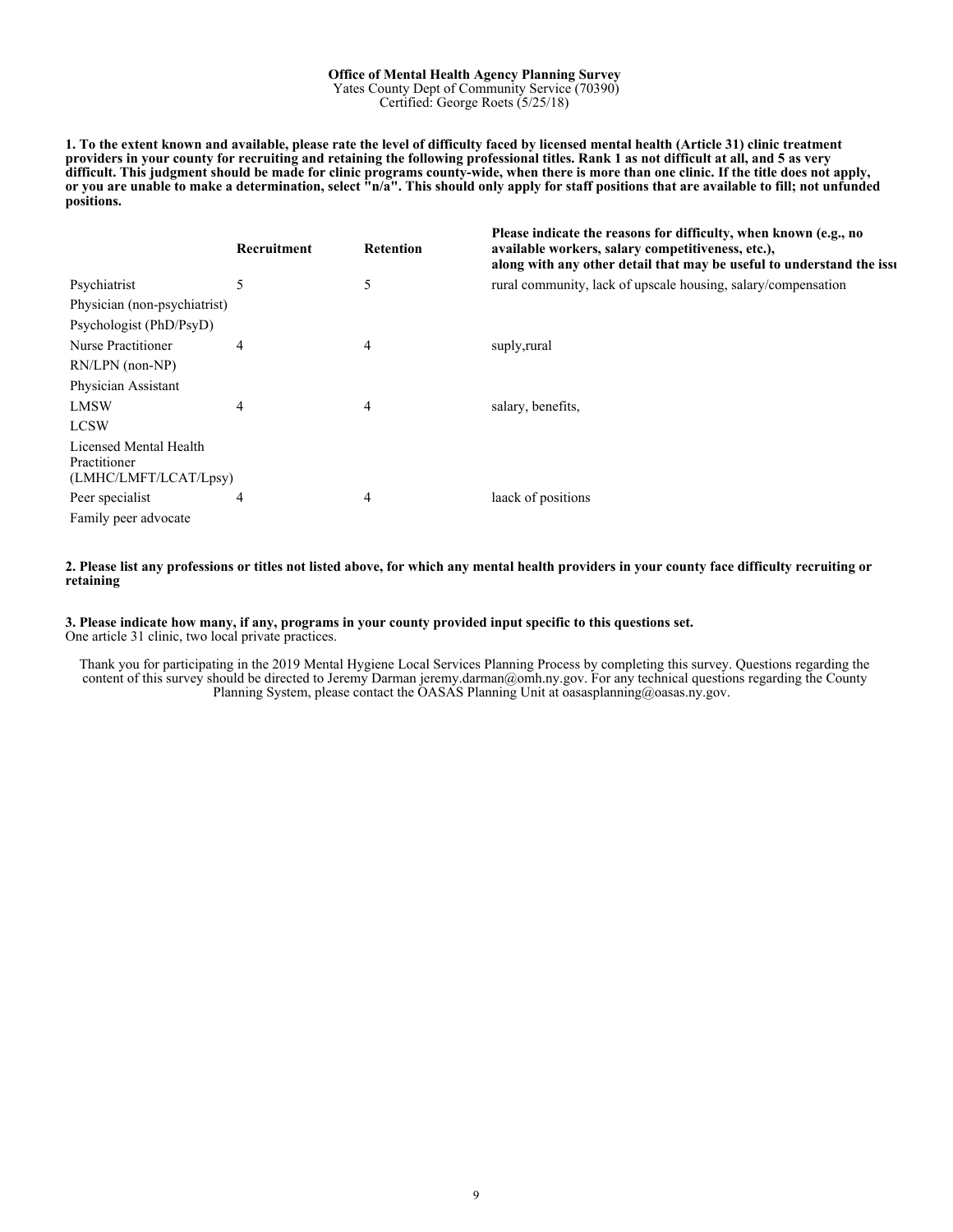**Office of Mental Health Agency Planning Survey**
Yates County Dept of Community Service (70390)
Certified: George Roets (5/25/18)

**1. To the extent known and available, please rate the level of difficulty faced by licensed mental health (Article 31) clinic treatment providers in your county for recruiting and retaining the following professional titles. Rank 1 as not difficult at all, and 5 as very difficult. This judgment should be made for clinic programs county-wide, when there is more than one clinic. If the title does not apply, or you are unable to make a determination, select "n/a". This should only apply for staff positions that are available to fill; not unfunded positions.**

| | **Recruitment** | **Retention** | **Please indicate the reasons for difficulty, when known (e.g., no available workers, salary competitiveness, etc.), along with any other detail that may be useful to understand the issu** |
|---|---|---|---|
| Psychiatrist | 5 | 5 | rural community, lack of upscale housing, salary/compensation |
| Physician (non-psychiatrist) | | | |
| Psychologist (PhD/PsyD) | | | |
| Nurse Practitioner | 4 | 4 | suply,rural |
| RN/LPN (non-NP) | | | |
| Physician Assistant | | | |
| LMSW | 4 | 4 | salary, benefits, |
| LCSW | | | |
| Licensed Mental Health Practitioner (LMHC/LMFT/LCAT/Lpsy) | | | |
| Peer specialist | 4 | 4 | laack of positions |
| Family peer advocate | | | |

**2. Please list any professions or titles not listed above, for which any mental health providers in your county face difficulty recruiting or retaining**

**3. Please indicate how many, if any, programs in your county provided input specific to this questions set.**
One article 31 clinic, two local private practices.

Thank you for participating in the 2019 Mental Hygiene Local Services Planning Process by completing this survey. Questions regarding the content of this survey should be directed to Jeremy Darman jeremy.darman@omh.ny.gov. For any technical questions regarding the County Planning System, please contact the OASAS Planning Unit at oasasplanning@oasas.ny.gov.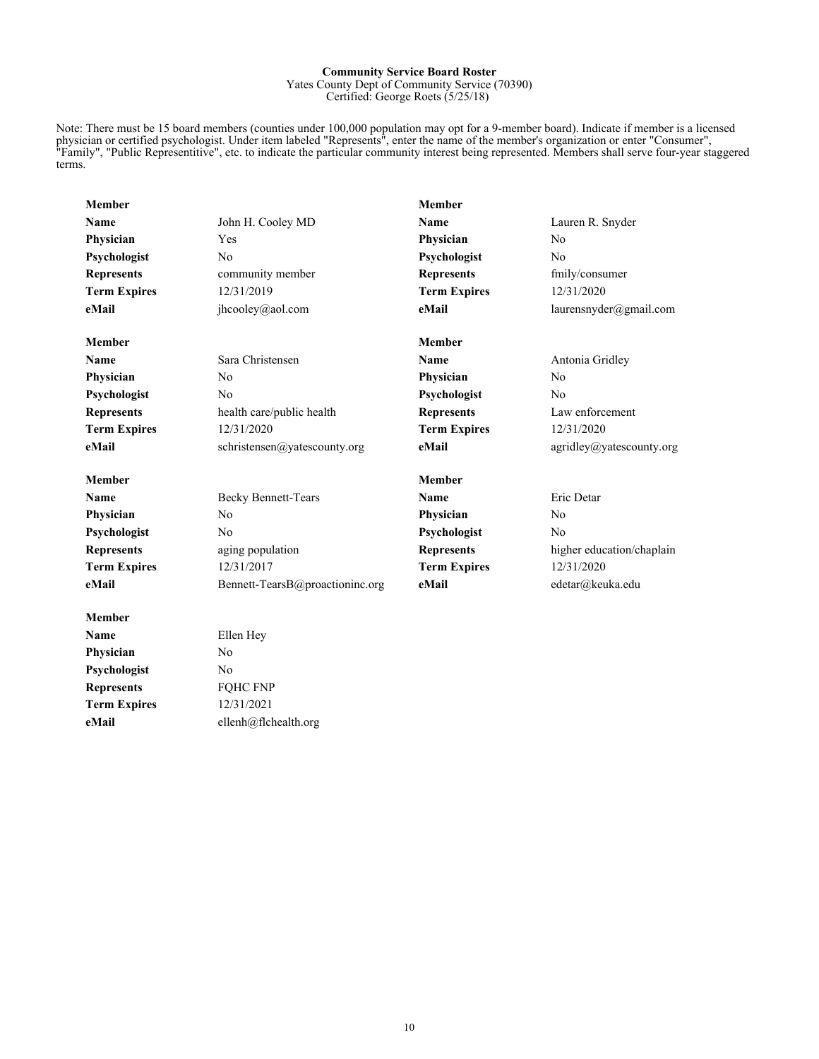**Community Service Board Roster**
Yates County Dept of Community Service (70390)
Certified: George Roets (5/25/18)

Note: There must be 15 board members (counties under 100,000 population may opt for a 9-member board). Indicate if member is a licensed physician or certified psychologist. Under item labeled "Represents", enter the name of the member's organization or enter "Consumer", "Family", "Public Representitive", etc. to indicate the particular community interest being represented. Members shall serve four-year staggered terms.

| **Member** | |
|---|---|
| **Name** | John H. Cooley MD |
| **Physician** | Yes |
| **Psychologist** | No |
| **Represents** | community member |
| **Term Expires** | 12/31/2019 |
| **eMail** | jhcooley@aol.com |

| **Member** | |
|---|---|
| **Name** | Lauren R. Snyder |
| **Physician** | No |
| **Psychologist** | No |
| **Represents** | fmily/consumer |
| **Term Expires** | 12/31/2020 |
| **eMail** | laurensnyder@gmail.com |

| **Member** | |
|---|---|
| **Name** | Sara Christensen |
| **Physician** | No |
| **Psychologist** | No |
| **Represents** | health care/public health |
| **Term Expires** | 12/31/2020 |
| **eMail** | schristensen@yatescounty.org |

| **Member** | |
|---|---|
| **Name** | Antonia Gridley |
| **Physician** | No |
| **Psychologist** | No |
| **Represents** | Law enforcement |
| **Term Expires** | 12/31/2020 |
| **eMail** | agridley@yatescounty.org |

| **Member** | |
|---|---|
| **Name** | Becky Bennett-Tears |
| **Physician** | No |
| **Psychologist** | No |
| **Represents** | aging population |
| **Term Expires** | 12/31/2017 |
| **eMail** | Bennett-TearsB@proactioninc.org |

| **Member** | |
|---|---|
| **Name** | Eric Detar |
| **Physician** | No |
| **Psychologist** | No |
| **Represents** | higher education/chaplain |
| **Term Expires** | 12/31/2020 |
| **eMail** | edetar@keuka.edu |

| **Member** | |
|---|---|
| **Name** | Ellen Hey |
| **Physician** | No |
| **Psychologist** | No |
| **Represents** | FQHC FNP |
| **Term Expires** | 12/31/2021 |
| **eMail** | ellenh@flchealth.org |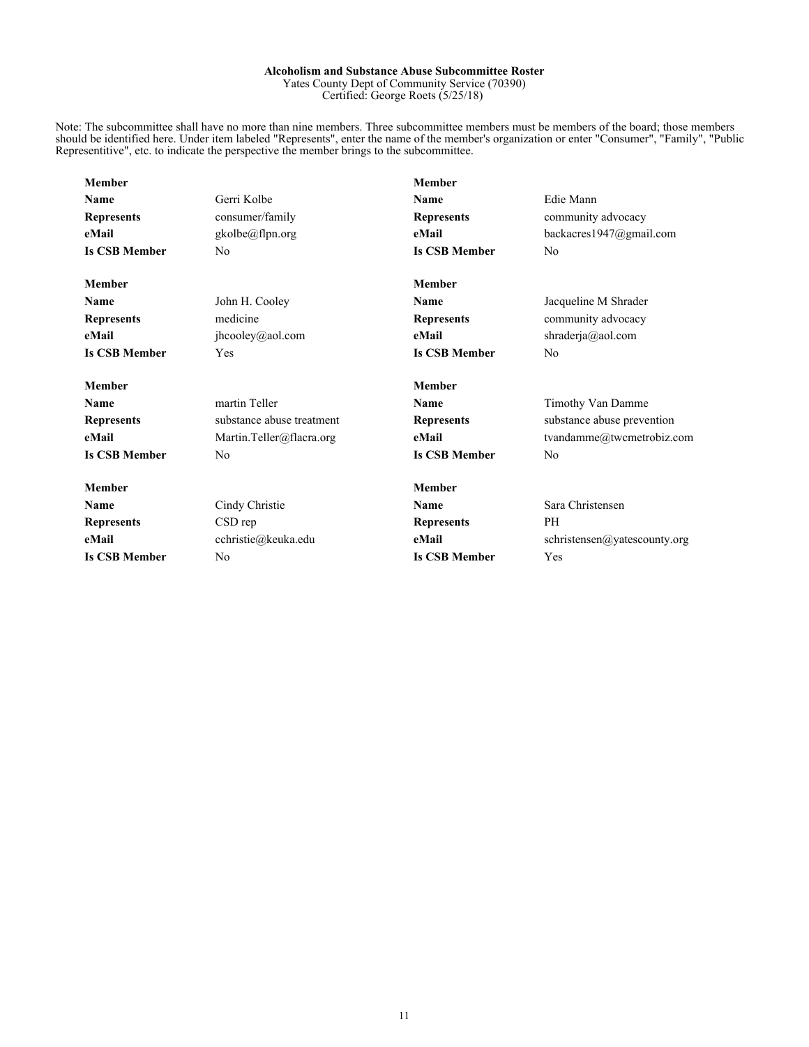**Alcoholism and Substance Abuse Subcommittee Roster**
Yates County Dept of Community Service (70390)
Certified: George Roets (5/25/18)

Note: The subcommittee shall have no more than nine members. Three subcommittee members must be members of the board; those members should be identified here. Under item labeled "Represents", enter the name of the member's organization or enter "Consumer", "Family", "Public Representitive", etc. to indicate the perspective the member brings to the subcommittee.

| **Member** | |
|---|---|
| **Name** | Gerri Kolbe |
| **Represents** | consumer/family |
| **eMail** | gkolbe@flpn.org |
| **Is CSB Member** | No |

| **Member** | |
|---|---|
| **Name** | Edie Mann |
| **Represents** | community advocacy |
| **eMail** | backacres1947@gmail.com |
| **Is CSB Member** | No |

| **Member** | |
|---|---|
| **Name** | John H. Cooley |
| **Represents** | medicine |
| **eMail** | jhcooley@aol.com |
| **Is CSB Member** | Yes |

| **Member** | |
|---|---|
| **Name** | Jacqueline M Shrader |
| **Represents** | community advocacy |
| **eMail** | shraderja@aol.com |
| **Is CSB Member** | No |

| **Member** | |
|---|---|
| **Name** | martin Teller |
| **Represents** | substance abuse treatment |
| **eMail** | Martin.Teller@flacra.org |
| **Is CSB Member** | No |

| **Member** | |
|---|---|
| **Name** | Timothy Van Damme |
| **Represents** | substance abuse prevention |
| **eMail** | tvandamme@twcmetrobiz.com |
| **Is CSB Member** | No |

| **Member** | |
|---|---|
| **Name** | Cindy Christie |
| **Represents** | CSD rep |
| **eMail** | cchristie@keuka.edu |
| **Is CSB Member** | No |

| **Member** | |
|---|---|
| **Name** | Sara Christensen |
| **Represents** | PH |
| **eMail** | schristensen@yatescounty.org |
| **Is CSB Member** | Yes |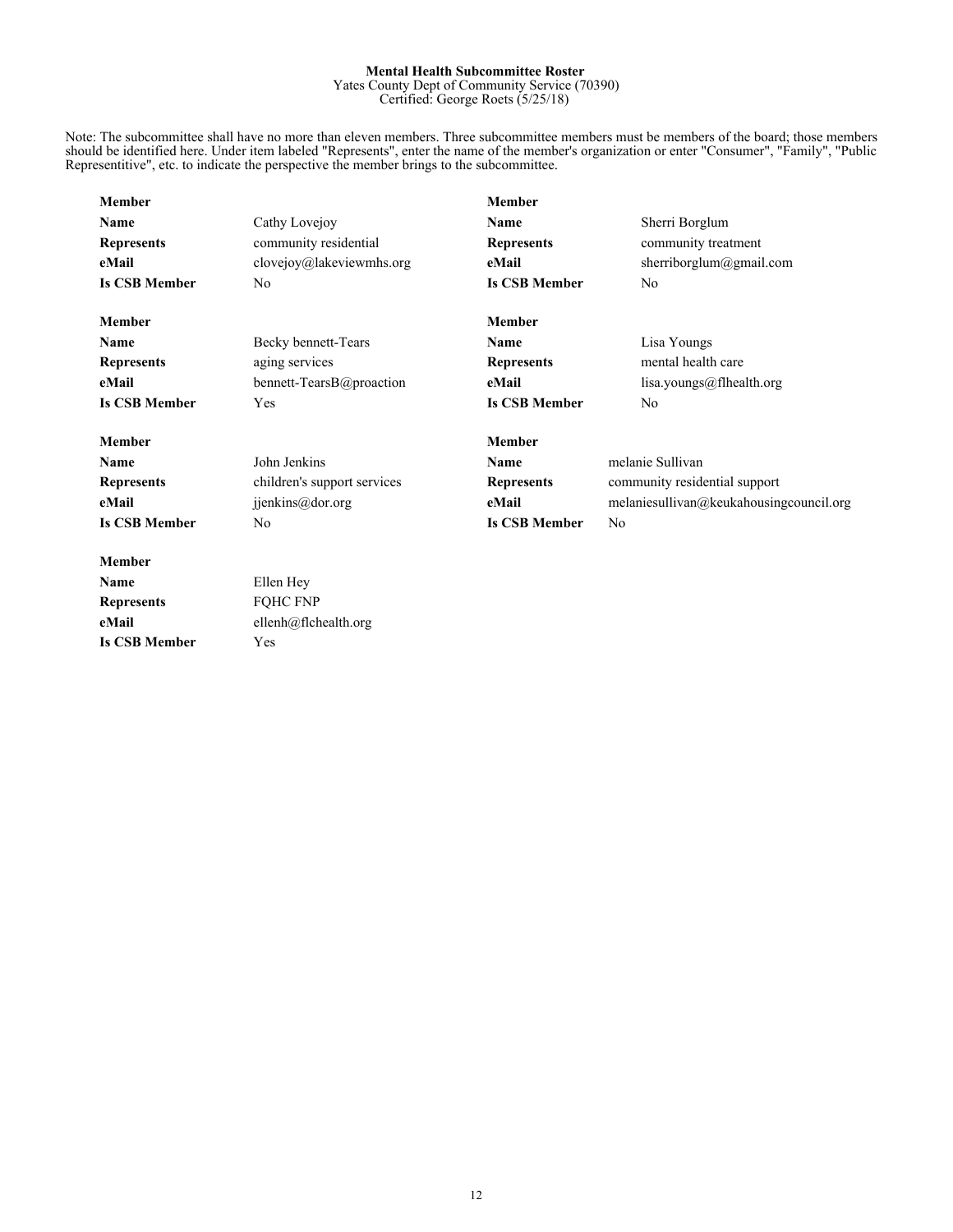**Mental Health Subcommittee Roster**
Yates County Dept of Community Service (70390)
Certified: George Roets (5/25/18)

Note: The subcommittee shall have no more than eleven members. Three subcommittee members must be members of the board; those members should be identified here. Under item labeled "Represents", enter the name of the member's organization or enter "Consumer", "Family", "Public Representitive", etc. to indicate the perspective the member brings to the subcommittee.

**Member**

| | |
|---|---|
| **Name** | Cathy Lovejoy |
| **Represents** | community residential |
| **eMail** | clovejoy@lakeviewmhs.org |
| **Is CSB Member** | No |

**Member**

| | |
|---|---|
| **Name** | Sherri Borglum |
| **Represents** | community treatment |
| **eMail** | sherriborglum@gmail.com |
| **Is CSB Member** | No |

**Member**

| | |
|---|---|
| **Name** | Becky bennett-Tears |
| **Represents** | aging services |
| **eMail** | bennett-TearsB@proaction |
| **Is CSB Member** | Yes |

**Member**

| | |
|---|---|
| **Name** | Lisa Youngs |
| **Represents** | mental health care |
| **eMail** | lisa.youngs@flhealth.org |
| **Is CSB Member** | No |

**Member**

| | |
|---|---|
| **Name** | John Jenkins |
| **Represents** | children's support services |
| **eMail** | jjenkins@dor.org |
| **Is CSB Member** | No |

**Member**

| | |
|---|---|
| **Name** | melanie Sullivan |
| **Represents** | community residential support |
| **eMail** | melaniesullivan@keukahousingcouncil.org |
| **Is CSB Member** | No |

**Member**

| | |
|---|---|
| **Name** | Ellen Hey |
| **Represents** | FQHC FNP |
| **eMail** | ellenh@flchealth.org |
| **Is CSB Member** | Yes |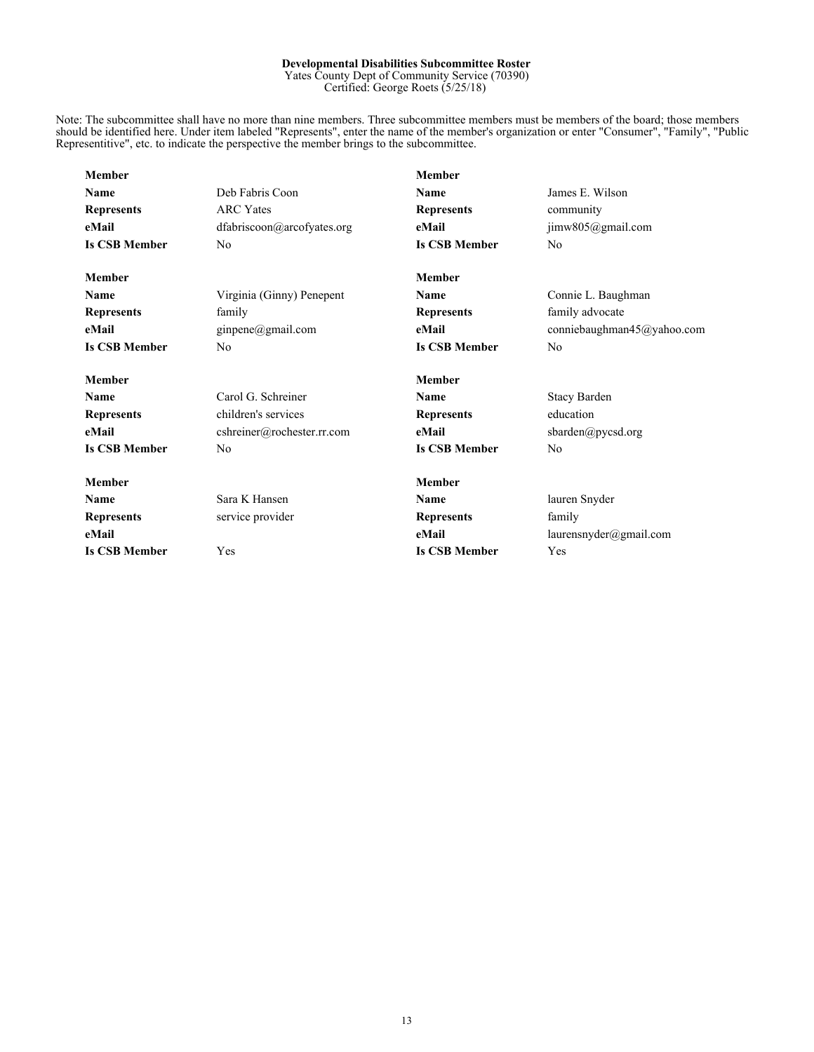**Developmental Disabilities Subcommittee Roster**
Yates County Dept of Community Service (70390)
Certified: George Roets (5/25/18)

Note: The subcommittee shall have no more than nine members. Three subcommittee members must be members of the board; those members should be identified here. Under item labeled "Represents", enter the name of the member's organization or enter "Consumer", "Family", "Public Representitive", etc. to indicate the perspective the member brings to the subcommittee.

| **Member** | |
|---|---|
| **Name** | Deb Fabris Coon |
| **Represents** | ARC Yates |
| **eMail** | dfabriscoon@arcofyates.org |
| **Is CSB Member** | No |

| **Member** | |
|---|---|
| **Name** | James E. Wilson |
| **Represents** | community |
| **eMail** | jimw805@gmail.com |
| **Is CSB Member** | No |

| **Member** | |
|---|---|
| **Name** | Virginia (Ginny) Penepent |
| **Represents** | family |
| **eMail** | ginpene@gmail.com |
| **Is CSB Member** | No |

| **Member** | |
|---|---|
| **Name** | Connie L. Baughman |
| **Represents** | family advocate |
| **eMail** | conniebaughman45@yahoo.com |
| **Is CSB Member** | No |

| **Member** | |
|---|---|
| **Name** | Carol G. Schreiner |
| **Represents** | children's services |
| **eMail** | cshreiner@rochester.rr.com |
| **Is CSB Member** | No |

| **Member** | |
|---|---|
| **Name** | Stacy Barden |
| **Represents** | education |
| **eMail** | sbarden@pycsd.org |
| **Is CSB Member** | No |

| **Member** | |
|---|---|
| **Name** | Sara K Hansen |
| **Represents** | service provider |
| **eMail** | |
| **Is CSB Member** | Yes |

| **Member** | |
|---|---|
| **Name** | lauren Snyder |
| **Represents** | family |
| **eMail** | laurensnyder@gmail.com |
| **Is CSB Member** | Yes |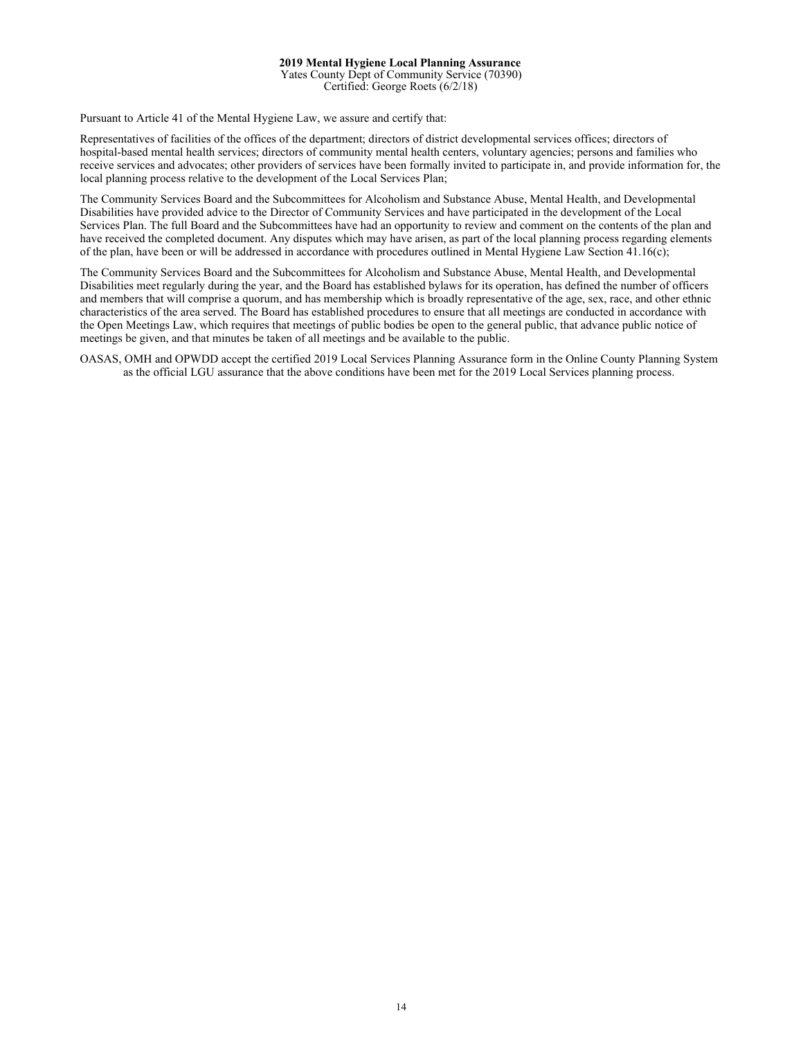**2019 Mental Hygiene Local Planning Assurance**
Yates County Dept of Community Service (70390)
Certified: George Roets (6/2/18)

Pursuant to Article 41 of the Mental Hygiene Law, we assure and certify that:

Representatives of facilities of the offices of the department; directors of district developmental services offices; directors of hospital-based mental health services; directors of community mental health centers, voluntary agencies; persons and families who receive services and advocates; other providers of services have been formally invited to participate in, and provide information for, the local planning process relative to the development of the Local Services Plan;

The Community Services Board and the Subcommittees for Alcoholism and Substance Abuse, Mental Health, and Developmental Disabilities have provided advice to the Director of Community Services and have participated in the development of the Local Services Plan. The full Board and the Subcommittees have had an opportunity to review and comment on the contents of the plan and have received the completed document. Any disputes which may have arisen, as part of the local planning process regarding elements of the plan, have been or will be addressed in accordance with procedures outlined in Mental Hygiene Law Section 41.16(c);

The Community Services Board and the Subcommittees for Alcoholism and Substance Abuse, Mental Health, and Developmental Disabilities meet regularly during the year, and the Board has established bylaws for its operation, has defined the number of officers and members that will comprise a quorum, and has membership which is broadly representative of the age, sex, race, and other ethnic characteristics of the area served. The Board has established procedures to ensure that all meetings are conducted in accordance with the Open Meetings Law, which requires that meetings of public bodies be open to the general public, that advance public notice of meetings be given, and that minutes be taken of all meetings and be available to the public.

OASAS, OMH and OPWDD accept the certified 2019 Local Services Planning Assurance form in the Online County Planning System as the official LGU assurance that the above conditions have been met for the 2019 Local Services planning process.